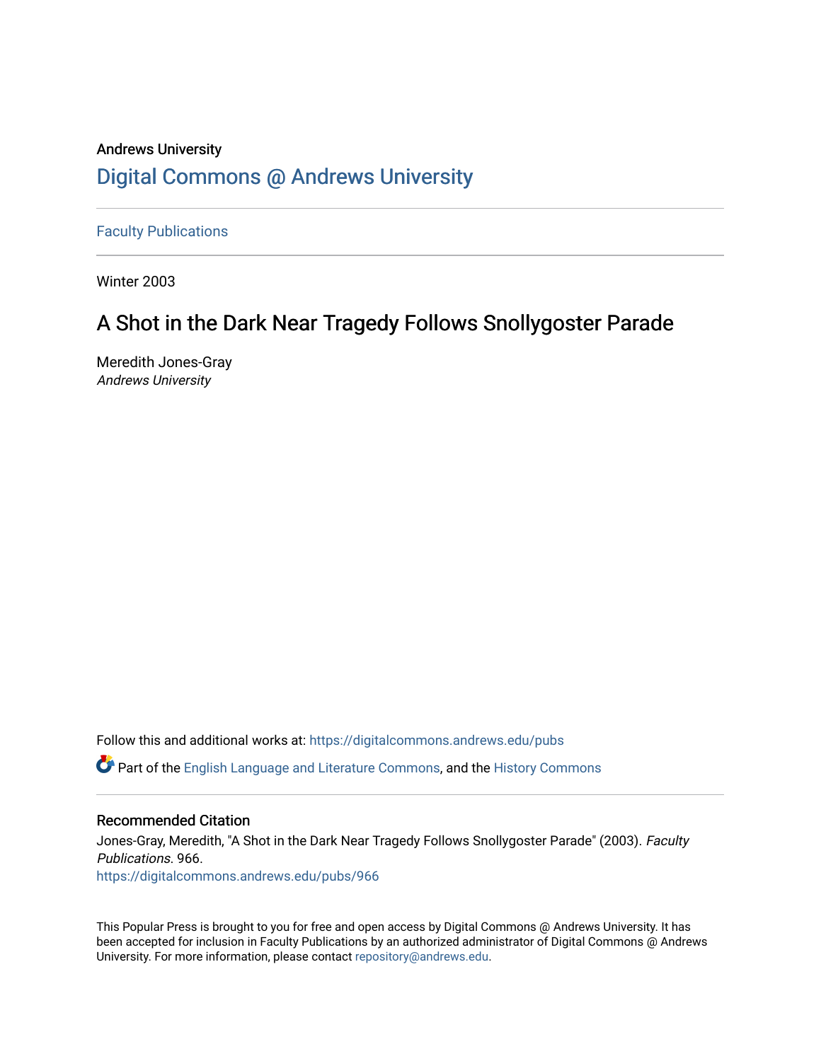Andrews University

# Digital Commons @ Andrews University

Faculty Publications

Winter 2003

## A Shot in the Dark Near Tragedy Follows Snollygoster Parade

Meredith Jones-Gray
*Andrews University*

Follow this and additional works at: https://digitalcommons.andrews.edu/pubs

Part of the English Language and Literature Commons, and the History Commons

### Recommended Citation

Jones-Gray, Meredith, "A Shot in the Dark Near Tragedy Follows Snollygoster Parade" (2003). *Faculty Publications*. 966.
https://digitalcommons.andrews.edu/pubs/966

This Popular Press is brought to you for free and open access by Digital Commons @ Andrews University. It has been accepted for inclusion in Faculty Publications by an authorized administrator of Digital Commons @ Andrews University. For more information, please contact repository@andrews.edu.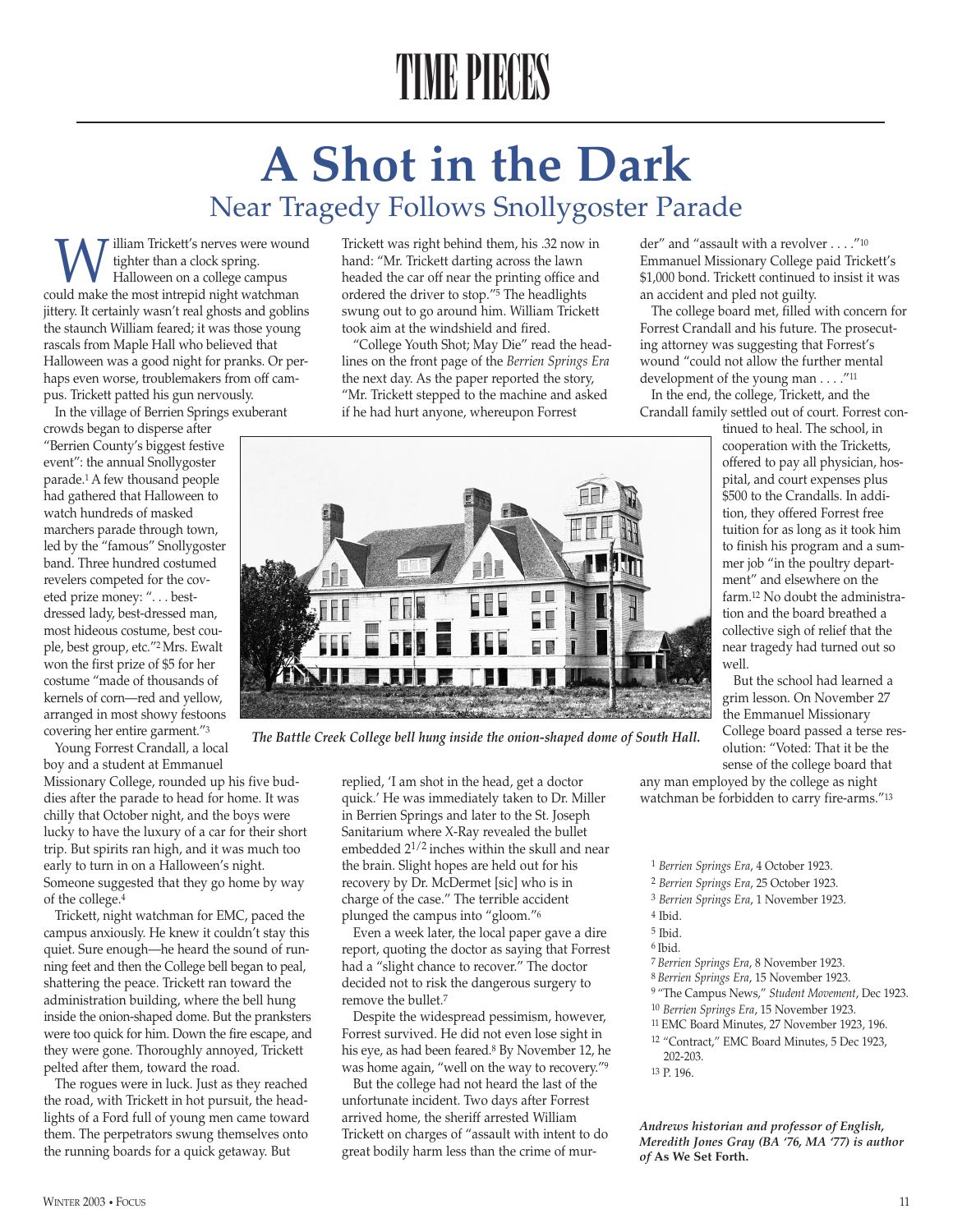# TIME PIECES

# A Shot in the Dark

## Near Tragedy Follows Snollygoster Parade

William Trickett's nerves were wound tighter than a clock spring. Halloween on a college campus could make the most intrepid night watchman jittery. It certainly wasn't real ghosts and goblins the staunch William feared; it was those young rascals from Maple Hall who believed that Halloween was a good night for pranks. Or perhaps even worse, troublemakers from off campus. Trickett patted his gun nervously.

In the village of Berrien Springs exuberant crowds began to disperse after "Berrien County's biggest festive event": the annual Snollygoster parade.[1] A few thousand people had gathered that Halloween to watch hundreds of masked marchers parade through town, led by the "famous" Snollygoster band. Three hundred costumed revelers competed for the coveted prize money: ". . . best-dressed lady, best-dressed man, most hideous costume, best couple, best group, etc."[2] Mrs. Ewalt won the first prize of $5 for her costume "made of thousands of kernels of corn—red and yellow, arranged in most showy festoons covering her entire garment."[3]

Young Forrest Crandall, a local boy and a student at Emmanuel Missionary College, rounded up his five buddies after the parade to head for home. It was chilly that October night, and the boys were lucky to have the luxury of a car for their short trip. But spirits ran high, and it was much too early to turn in on a Halloween's night. Someone suggested that they go home by way of the college.[4]

Trickett, night watchman for EMC, paced the campus anxiously. He knew it couldn't stay this quiet. Sure enough—he heard the sound of running feet and then the College bell began to peal, shattering the peace. Trickett ran toward the administration building, where the bell hung inside the onion-shaped dome. But the pranksters were too quick for him. Down the fire escape, and they were gone. Thoroughly annoyed, Trickett pelted after them, toward the road.

The rogues were in luck. Just as they reached the road, with Trickett in hot pursuit, the headlights of a Ford full of young men came toward them. The perpetrators swung themselves onto the running boards for a quick getaway. But Trickett was right behind them, his .32 now in hand: "Mr. Trickett darting across the lawn headed the car off near the printing office and ordered the driver to stop."[5] The headlights swung out to go around him. William Trickett took aim at the windshield and fired.

"College Youth Shot; May Die" read the headlines on the front page of the *Berrien Springs Era* the next day. As the paper reported the story, "Mr. Trickett stepped to the machine and asked if he had hurt anyone, whereupon Forrest replied, 'I am shot in the head, get a doctor quick.' He was immediately taken to Dr. Miller in Berrien Springs and later to the St. Joseph Sanitarium where X-Ray revealed the bullet embedded $2^{1/2}$ inches within the skull and near the brain. Slight hopes are held out for his recovery by Dr. McDermet [sic] who is in charge of the case." The terrible accident plunged the campus into "gloom."[6]

*The Battle Creek College bell hung inside the onion-shaped dome of South Hall.*

Even a week later, the local paper gave a dire report, quoting the doctor as saying that Forrest had a "slight chance to recover." The doctor decided not to risk the dangerous surgery to remove the bullet.[7]

Despite the widespread pessimism, however, Forrest survived. He did not even lose sight in his eye, as had been feared.[8] By November 12, he was home again, "well on the way to recovery."[9]

But the college had not heard the last of the unfortunate incident. Two days after Forrest arrived home, the sheriff arrested William Trickett on charges of "assault with intent to do great bodily harm less than the crime of murder" and "assault with a revolver . . . ."[10] Emmanuel Missionary College paid Trickett's $1,000 bond. Trickett continued to insist it was an accident and pled not guilty.

The college board met, filled with concern for Forrest Crandall and his future. The prosecuting attorney was suggesting that Forrest's wound "could not allow the further mental development of the young man . . . ."[11]

In the end, the college, Trickett, and the Crandall family settled out of court. Forrest continued to heal. The school, in cooperation with the Tricketts, offered to pay all physician, hospital, and court expenses plus $500 to the Crandalls. In addition, they offered Forrest free tuition for as long as it took him to finish his program and a summer job "in the poultry department" and elsewhere on the farm.[12] No doubt the administration and the board breathed a collective sigh of relief that the near tragedy had turned out so well.

But the school had learned a grim lesson. On November 27 the Emmanuel Missionary College board passed a terse resolution: "Voted: That it be the sense of the college board that any man employed by the college as night watchman be forbidden to carry fire-arms."[13]

1 *Berrien Springs Era*, 4 October 1923.
2 *Berrien Springs Era*, 25 October 1923.
3 *Berrien Springs Era*, 1 November 1923.
4 Ibid.
5 Ibid.
6 Ibid.
7 *Berrien Springs Era*, 8 November 1923.
8 *Berrien Springs Era*, 15 November 1923.
9 "The Campus News," *Student Movement*, Dec 1923.
10 *Berrien Springs Era*, 15 November 1923.
11 EMC Board Minutes, 27 November 1923, 196.
12 "Contract," EMC Board Minutes, 5 Dec 1923, 202-203.
13 P. 196.

***Andrews historian and professor of English, Meredith Jones Gray (BA '76, MA '77) is author of* As We Set Forth.**